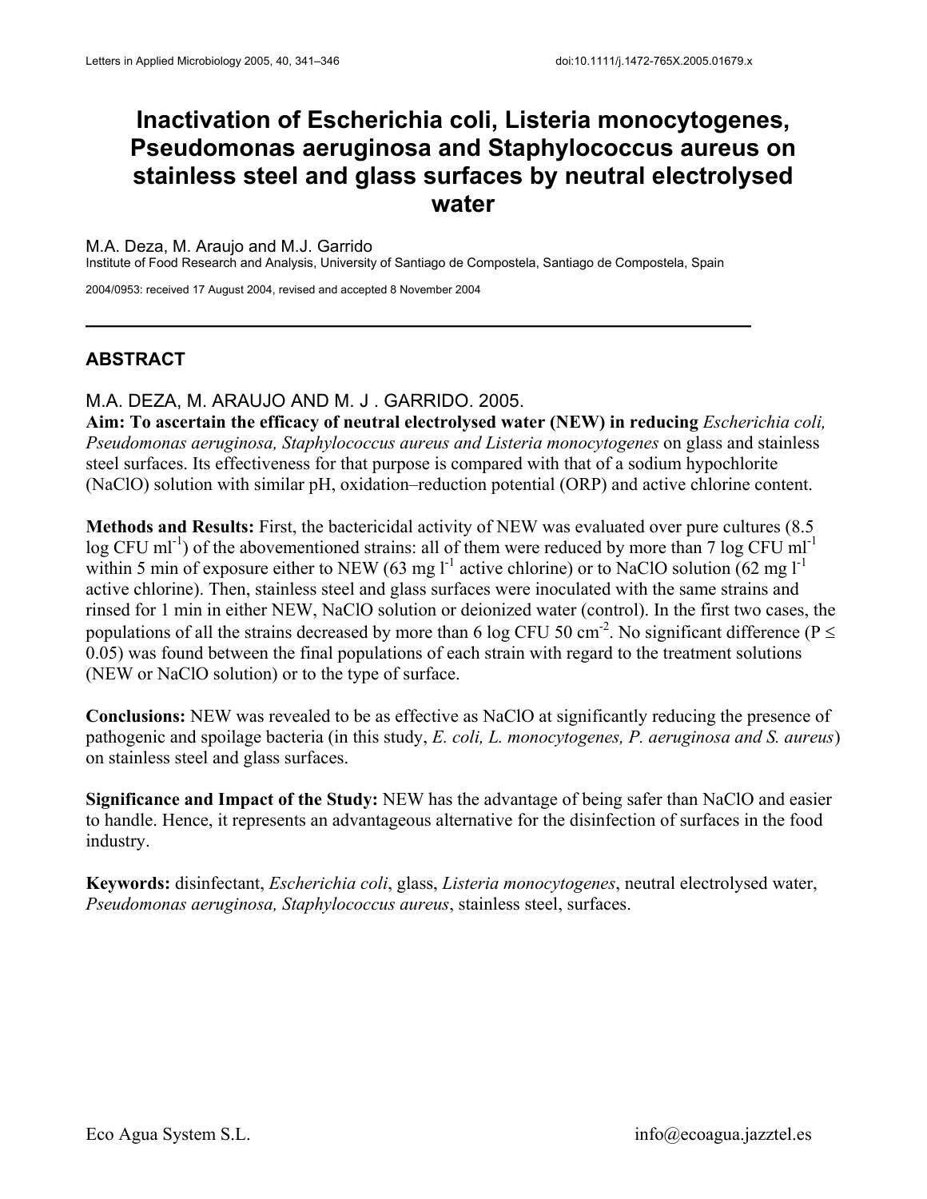# Inactivation of Escherichia coli, Listeria monocytogenes, Pseudomonas aeruginosa and Staphylococcus aureus on stainless steel and glass surfaces by neutral electrolysed water

M.A. Deza, M. Araujo and M.J. Garrido
Institute of Food Research and Analysis, University of Santiago de Compostela, Santiago de Compostela, Spain

2004/0953: received 17 August 2004, revised and accepted 8 November 2004

---

## ABSTRACT

M.A. DEZA, M. ARAUJO AND M. J . GARRIDO. 2005.

**Aim: To ascertain the efficacy of neutral electrolysed water (NEW) in reducing** *Escherichia coli, Pseudomonas aeruginosa, Staphylococcus aureus and Listeria monocytogenes* on glass and stainless steel surfaces. Its effectiveness for that purpose is compared with that of a sodium hypochlorite (NaClO) solution with similar pH, oxidation–reduction potential (ORP) and active chlorine content.

**Methods and Results:** First, the bactericidal activity of NEW was evaluated over pure cultures (8.5 log CFU $ml^{-1}$) of the abovementioned strains: all of them were reduced by more than 7 log CFU $ml^{-1}$ within 5 min of exposure either to NEW (63 mg $l^{-1}$ active chlorine) or to NaClO solution (62 mg $l^{-1}$ active chlorine). Then, stainless steel and glass surfaces were inoculated with the same strains and rinsed for 1 min in either NEW, NaClO solution or deionized water (control). In the first two cases, the populations of all the strains decreased by more than 6 log CFU 50 $cm^{-2}$. No significant difference ($P \leq 0.05$) was found between the final populations of each strain with regard to the treatment solutions (NEW or NaClO solution) or to the type of surface.

**Conclusions:** NEW was revealed to be as effective as NaClO at significantly reducing the presence of pathogenic and spoilage bacteria (in this study, *E. coli, L. monocytogenes, P. aeruginosa and S. aureus*) on stainless steel and glass surfaces.

**Significance and Impact of the Study:** NEW has the advantage of being safer than NaClO and easier to handle. Hence, it represents an advantageous alternative for the disinfection of surfaces in the food industry.

**Keywords:** disinfectant, *Escherichia coli*, glass, *Listeria monocytogenes*, neutral electrolysed water, *Pseudomonas aeruginosa, Staphylococcus aureus*, stainless steel, surfaces.

Eco Agua System S.L. info@ecoagua.jazztel.es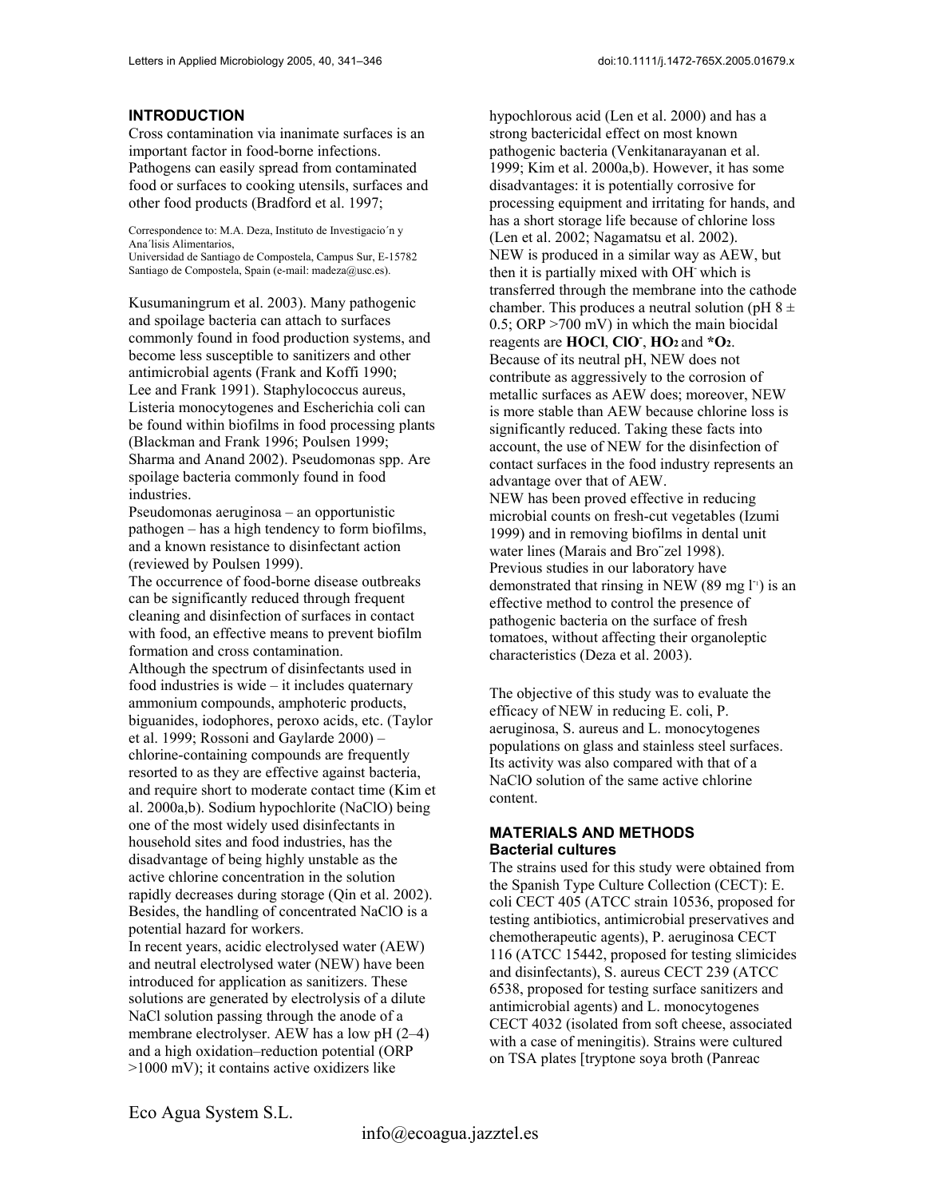## INTRODUCTION

Cross contamination via inanimate surfaces is an important factor in food-borne infections. Pathogens can easily spread from contaminated food or surfaces to cooking utensils, surfaces and other food products (Bradford et al. 1997; Kusumaningrum et al. 2003). Many pathogenic and spoilage bacteria can attach to surfaces commonly found in food production systems, and become less susceptible to sanitizers and other antimicrobial agents (Frank and Koffi 1990; Lee and Frank 1991). Staphylococcus aureus, Listeria monocytogenes and Escherichia coli can be found within biofilms in food processing plants (Blackman and Frank 1996; Poulsen 1999; Sharma and Anand 2002). Pseudomonas spp. Are spoilage bacteria commonly found in food industries.

Correspondence to: M.A. Deza, Instituto de Investigacio´n y Ana´lisis Alimentarios, Universidad de Santiago de Compostela, Campus Sur, E-15782 Santiago de Compostela, Spain (e-mail: madeza@usc.es).

Pseudomonas aeruginosa – an opportunistic pathogen – has a high tendency to form biofilms, and a known resistance to disinfectant action (reviewed by Poulsen 1999).

The occurrence of food-borne disease outbreaks can be significantly reduced through frequent cleaning and disinfection of surfaces in contact with food, an effective means to prevent biofilm formation and cross contamination.

Although the spectrum of disinfectants used in food industries is wide – it includes quaternary ammonium compounds, amphoteric products, biguanides, iodophores, peroxo acids, etc. (Taylor et al. 1999; Rossoni and Gaylarde 2000) – chlorine-containing compounds are frequently resorted to as they are effective against bacteria, and require short to moderate contact time (Kim et al. 2000a,b). Sodium hypochlorite (NaClO) being one of the most widely used disinfectants in household sites and food industries, has the disadvantage of being highly unstable as the active chlorine concentration in the solution rapidly decreases during storage (Qin et al. 2002). Besides, the handling of concentrated NaClO is a potential hazard for workers.

In recent years, acidic electrolysed water (AEW) and neutral electrolysed water (NEW) have been introduced for application as sanitizers. These solutions are generated by electrolysis of a dilute NaCl solution passing through the anode of a membrane electrolyser. AEW has a low pH (2–4) and a high oxidation–reduction potential (ORP >1000 mV); it contains active oxidizers like hypochlorous acid (Len et al. 2000) and has a strong bactericidal effect on most known pathogenic bacteria (Venkitanarayanan et al. 1999; Kim et al. 2000a,b). However, it has some disadvantages: it is potentially corrosive for processing equipment and irritating for hands, and has a short storage life because of chlorine loss (Len et al. 2002; Nagamatsu et al. 2002).

NEW is produced in a similar way as AEW, but then it is partially mixed with $OH^-$ which is transferred through the membrane into the cathode chamber. This produces a neutral solution (pH 8 ± 0.5; ORP >700 mV) in which the main biocidal reagents are **HOCl**, **$ClO^-$**, **$HO_2$** and **$*O_2$**. Because of its neutral pH, NEW does not contribute as aggressively to the corrosion of metallic surfaces as AEW does; moreover, NEW is more stable than AEW because chlorine loss is significantly reduced. Taking these facts into account, the use of NEW for the disinfection of contact surfaces in the food industry represents an advantage over that of AEW.

NEW has been proved effective in reducing microbial counts on fresh-cut vegetables (Izumi 1999) and in removing biofilms in dental unit water lines (Marais and Bro¨zel 1998).

Previous studies in our laboratory have demonstrated that rinsing in NEW (89 mg $l^{-1}$) is an effective method to control the presence of pathogenic bacteria on the surface of fresh tomatoes, without affecting their organoleptic characteristics (Deza et al. 2003).

The objective of this study was to evaluate the efficacy of NEW in reducing E. coli, P. aeruginosa, S. aureus and L. monocytogenes populations on glass and stainless steel surfaces. Its activity was also compared with that of a NaClO solution of the same active chlorine content.

## MATERIALS AND METHODS

### Bacterial cultures

The strains used for this study were obtained from the Spanish Type Culture Collection (CECT): E. coli CECT 405 (ATCC strain 10536, proposed for testing antibiotics, antimicrobial preservatives and chemotherapeutic agents), P. aeruginosa CECT 116 (ATCC 15442, proposed for testing slimicides and disinfectants), S. aureus CECT 239 (ATCC 6538, proposed for testing surface sanitizers and antimicrobial agents) and L. monocytogenes CECT 4032 (isolated from soft cheese, associated with a case of meningitis). Strains were cultured on TSA plates [tryptone soya broth (Panreac

Eco Agua System S.L.

info@ecoagua.jazztel.es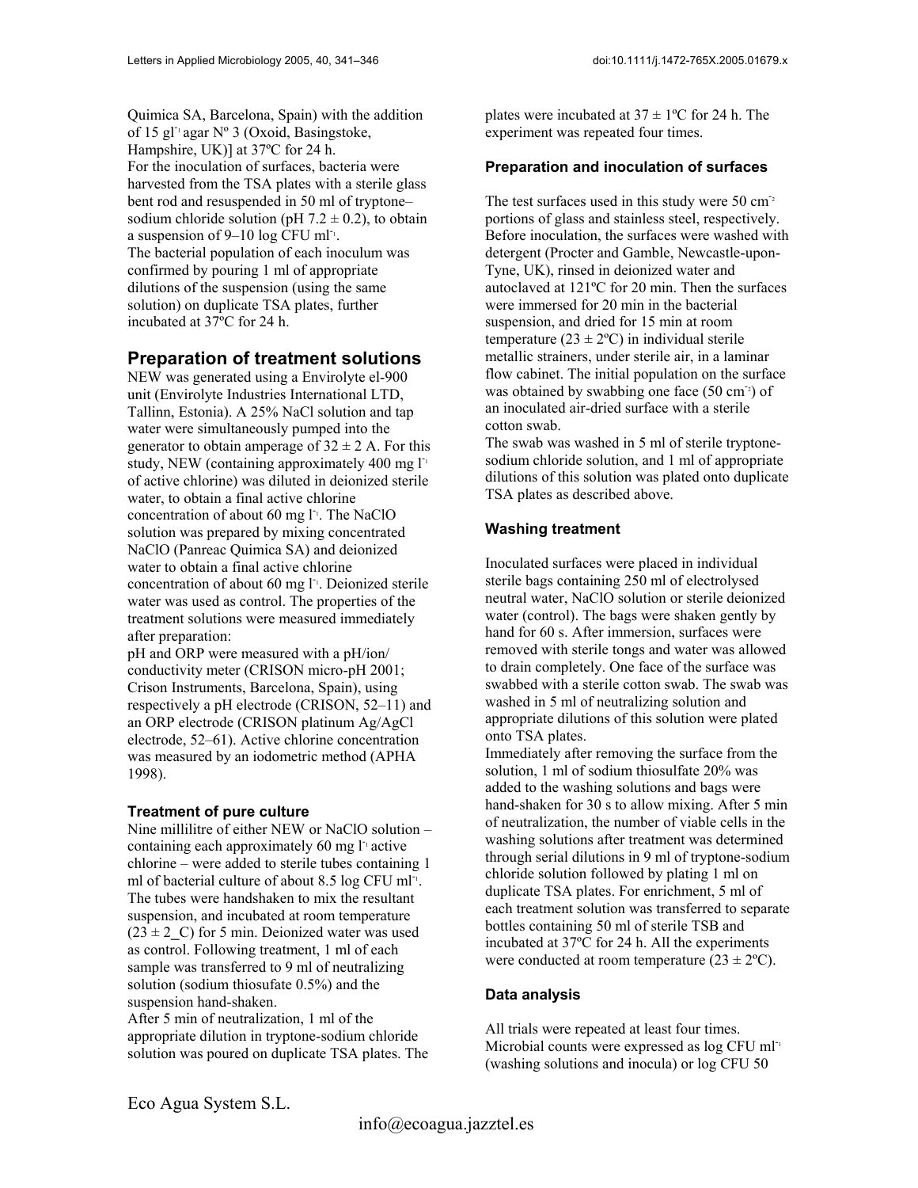Quimica SA, Barcelona, Spain) with the addition of 15 $gl^{-1}$ agar Nº 3 (Oxoid, Basingstoke, Hampshire, UK)] at 37ºC for 24 h.

For the inoculation of surfaces, bacteria were harvested from the TSA plates with a sterile glass bent rod and resuspended in 50 ml of tryptone–sodium chloride solution (pH 7.2 ± 0.2), to obtain a suspension of 9–10 log CFU $ml^{-1}$.

The bacterial population of each inoculum was confirmed by pouring 1 ml of appropriate dilutions of the suspension (using the same solution) on duplicate TSA plates, further incubated at 37ºC for 24 h.

## Preparation of treatment solutions

NEW was generated using a Envirolyte el-900 unit (Envirolyte Industries International LTD, Tallinn, Estonia). A 25% NaCl solution and tap water were simultaneously pumped into the generator to obtain amperage of 32 ± 2 A. For this study, NEW (containing approximately 400 mg $l^{-1}$ of active chlorine) was diluted in deionized sterile water, to obtain a final active chlorine concentration of about 60 mg $l^{-1}$. The NaClO solution was prepared by mixing concentrated NaClO (Panreac Quimica SA) and deionized water to obtain a final active chlorine concentration of about 60 mg $l^{-1}$. Deionized sterile water was used as control. The properties of the treatment solutions were measured immediately after preparation:

pH and ORP were measured with a pH/ion/conductivity meter (CRISON micro-pH 2001; Crison Instruments, Barcelona, Spain), using respectively a pH electrode (CRISON, 52–11) and an ORP electrode (CRISON platinum Ag/AgCl electrode, 52–61). Active chlorine concentration was measured by an iodometric method (APHA 1998).

### Treatment of pure culture

Nine millilitre of either NEW or NaClO solution – containing each approximately 60 mg $l^{-1}$ active chlorine – were added to sterile tubes containing 1 ml of bacterial culture of about 8.5 log CFU $ml^{-1}$. The tubes were handshaken to mix the resultant suspension, and incubated at room temperature (23 ± 2_C) for 5 min. Deionized water was used as control. Following treatment, 1 ml of each sample was transferred to 9 ml of neutralizing solution (sodium thiosulfate 0.5%) and the suspension hand-shaken.

After 5 min of neutralization, 1 ml of the appropriate dilution in tryptone-sodium chloride solution was poured on duplicate TSA plates. The plates were incubated at 37 ± 1ºC for 24 h. The experiment was repeated four times.

### Preparation and inoculation of surfaces

The test surfaces used in this study were 50 $cm^{-2}$ portions of glass and stainless steel, respectively. Before inoculation, the surfaces were washed with detergent (Procter and Gamble, Newcastle-upon-Tyne, UK), rinsed in deionized water and autoclaved at 121ºC for 20 min. Then the surfaces were immersed for 20 min in the bacterial suspension, and dried for 15 min at room temperature (23 ± 2ºC) in individual sterile metallic strainers, under sterile air, in a laminar flow cabinet. The initial population on the surface was obtained by swabbing one face (50 $cm^{-2}$) of an inoculated air-dried surface with a sterile cotton swab.

The swab was washed in 5 ml of sterile tryptone-sodium chloride solution, and 1 ml of appropriate dilutions of this solution was plated onto duplicate TSA plates as described above.

### Washing treatment

Inoculated surfaces were placed in individual sterile bags containing 250 ml of electrolysed neutral water, NaClO solution or sterile deionized water (control). The bags were shaken gently by hand for 60 s. After immersion, surfaces were removed with sterile tongs and water was allowed to drain completely. One face of the surface was swabbed with a sterile cotton swab. The swab was washed in 5 ml of neutralizing solution and appropriate dilutions of this solution were plated onto TSA plates.

Immediately after removing the surface from the solution, 1 ml of sodium thiosulfate 20% was added to the washing solutions and bags were hand-shaken for 30 s to allow mixing. After 5 min of neutralization, the number of viable cells in the washing solutions after treatment was determined through serial dilutions in 9 ml of tryptone-sodium chloride solution followed by plating 1 ml on duplicate TSA plates. For enrichment, 5 ml of each treatment solution was transferred to separate bottles containing 50 ml of sterile TSB and incubated at 37ºC for 24 h. All the experiments were conducted at room temperature (23 ± 2ºC).

### Data analysis

All trials were repeated at least four times. Microbial counts were expressed as log CFU $ml^{-1}$ (washing solutions and inocula) or log CFU 50

Eco Agua System S.L.

info@ecoagua.jazztel.es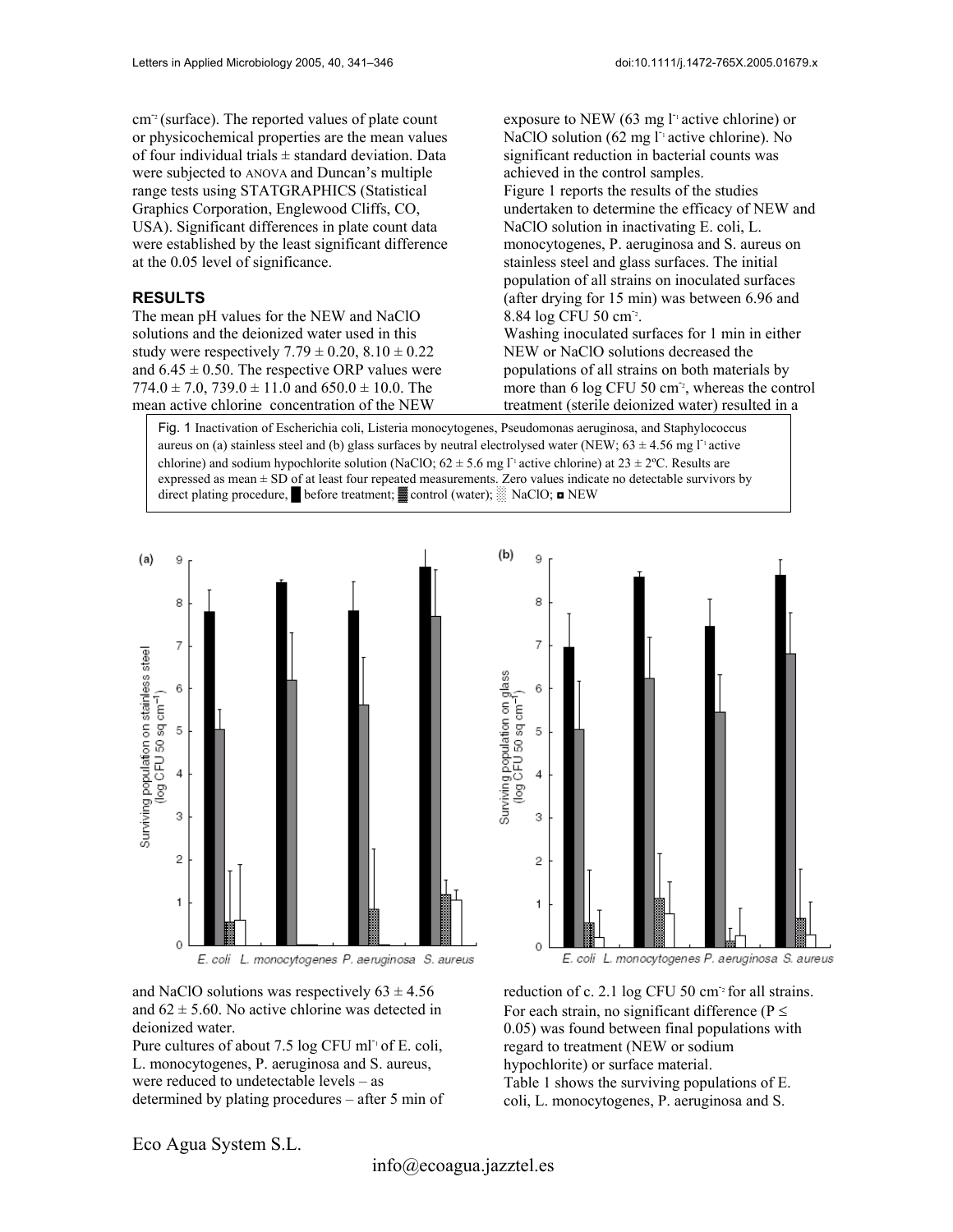cm$^{-2}$ (surface). The reported values of plate count or physicochemical properties are the mean values of four individual trials ± standard deviation. Data were subjected to ANOVA and Duncan's multiple range tests using STATGRAPHICS (Statistical Graphics Corporation, Englewood Cliffs, CO, USA). Significant differences in plate count data were established by the least significant difference at the 0.05 level of significance.

## RESULTS

The mean pH values for the NEW and NaClO solutions and the deionized water used in this study were respectively 7.79 ± 0.20, 8.10 ± 0.22 and 6.45 ± 0.50. The respective ORP values were 774.0 ± 7.0, 739.0 ± 11.0 and 650.0 ± 10.0. The mean active chlorine concentration of the NEW and NaClO solutions was respectively 63 ± 4.56 and 62 ± 5.60. No active chlorine was detected in deionized water.

Pure cultures of about 7.5 log CFU ml$^{-1}$ of E. coli, L. monocytogenes, P. aeruginosa and S. aureus, were reduced to undetectable levels – as determined by plating procedures – after 5 min of exposure to NEW (63 mg l$^{-1}$ active chlorine) or NaClO solution (62 mg l$^{-1}$ active chlorine). No significant reduction in bacterial counts was achieved in the control samples.

Figure 1 reports the results of the studies undertaken to determine the efficacy of NEW and NaClO solution in inactivating E. coli, L. monocytogenes, P. aeruginosa and S. aureus on stainless steel and glass surfaces. The initial population of all strains on inoculated surfaces (after drying for 15 min) was between 6.96 and 8.84 log CFU 50 cm$^{-2}$.

Washing inoculated surfaces for 1 min in either NEW or NaClO solutions decreased the populations of all strains on both materials by more than 6 log CFU 50 cm$^{-2}$, whereas the control treatment (sterile deionized water) resulted in a reduction of c. 2.1 log CFU 50 cm$^{-2}$ for all strains. For each strain, no significant difference ($P \leq 0.05$) was found between final populations with regard to treatment (NEW or sodium hypochlorite) or surface material.

Table 1 shows the surviving populations of E. coli, L. monocytogenes, P. aeruginosa and S.

Fig. 1 Inactivation of Escherichia coli, Listeria monocytogenes, Pseudomonas aeruginosa, and Staphylococcus aureus on (a) stainless steel and (b) glass surfaces by neutral electrolysed water (NEW; 63 ± 4.56 mg l$^{-1}$ active chlorine) and sodium hypochlorite solution (NaClO; 62 ± 5.6 mg l$^{-1}$ active chlorine) at 23 ± 2ºC. Results are expressed as mean ± SD of at least four repeated measurements. Zero values indicate no detectable survivors by direct plating procedure, █ before treatment; ▓ control (water); ░ NaClO; ◘ NEW

Eco Agua System S.L.

info@ecoagua.jazztel.es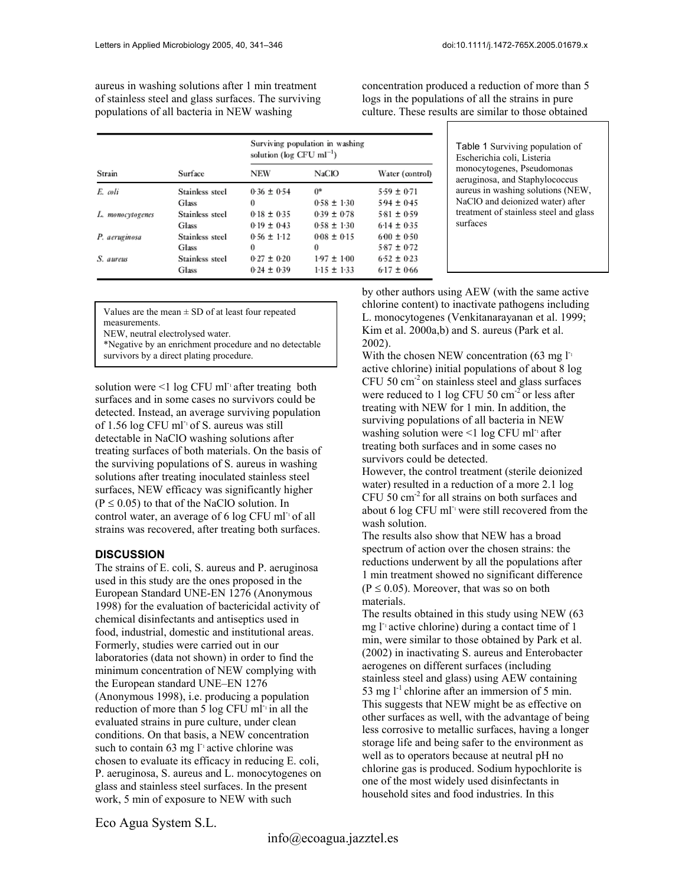aureus in washing solutions after 1 min treatment of stainless steel and glass surfaces. The surviving populations of all bacteria in NEW washing solution were <1 log CFU ml$^{-1}$ after treating both surfaces and in some cases no survivors could be detected. Instead, an average surviving population of 1.56 log CFU ml$^{-1}$ of S. aureus was still detectable in NaClO washing solutions after treating surfaces of both materials. On the basis of the surviving populations of S. aureus in washing solutions after treating inoculated stainless steel surfaces, NEW efficacy was significantly higher ($P \leq 0.05$) to that of the NaClO solution. In control water, an average of 6 log CFU ml$^{-1}$ of all strains was recovered, after treating both surfaces.

Table 1 Surviving population of Escherichia coli, Listeria monocytogenes, Pseudomonas aeruginosa, and Staphylococcus aureus in washing solutions (NEW, NaClO and deionized water) after treatment of stainless steel and glass surfaces

| Strain | Surface | Surviving population in washing solution (log CFU ml$^{-1}$) | | |
|---|---|---|---|---|
| | | NEW | NaClO | Water (control) |
| *E. coli* | Stainless steel | 0·36 ± 0·54 | 0* | 5·59 ± 0·71 |
| | Glass | 0 | 0·58 ± 1·30 | 5·94 ± 0·45 |
| *L. monocytogenes* | Stainless steel | 0·18 ± 0·35 | 0·39 ± 0·78 | 5·81 ± 0·59 |
| | Glass | 0·19 ± 0·43 | 0·58 ± 1·30 | 6·14 ± 0·35 |
| *P. aeruginosa* | Stainless steel | 0·56 ± 1·12 | 0·08 ± 0·15 | 6·00 ± 0·50 |
| | Glass | 0 | 0 | 5·87 ± 0·72 |
| *S. aureus* | Stainless steel | 0·27 ± 0·20 | 1·97 ± 1·00 | 6·52 ± 0·23 |
| | Glass | 0·24 ± 0·39 | 1·15 ± 1·33 | 6·17 ± 0·66 |

Values are the mean ± SD of at least four repeated measurements.
NEW, neutral electrolysed water.
*Negative by an enrichment procedure and no detectable survivors by a direct plating procedure.

## DISCUSSION

The strains of E. coli, S. aureus and P. aeruginosa used in this study are the ones proposed in the European Standard UNE-EN 1276 (Anonymous 1998) for the evaluation of bactericidal activity of chemical disinfectants and antiseptics used in food, industrial, domestic and institutional areas. Formerly, studies were carried out in our laboratories (data not shown) in order to find the minimum concentration of NEW complying with the European standard UNE–EN 1276 (Anonymous 1998), i.e. producing a population reduction of more than 5 log CFU ml$^{-1}$ in all the evaluated strains in pure culture, under clean conditions. On that basis, a NEW concentration such to contain 63 mg l$^{-1}$ active chlorine was chosen to evaluate its efficacy in reducing E. coli, P. aeruginosa, S. aureus and L. monocytogenes on glass and stainless steel surfaces. In the present work, 5 min of exposure to NEW with such concentration produced a reduction of more than 5 logs in the populations of all the strains in pure culture. These results are similar to those obtained by other authors using AEW (with the same active chlorine content) to inactivate pathogens including L. monocytogenes (Venkitanarayanan et al. 1999; Kim et al. 2000a,b) and S. aureus (Park et al. 2002).

With the chosen NEW concentration (63 mg l$^{-1}$ active chlorine) initial populations of about 8 log CFU 50 cm$^{-2}$ on stainless steel and glass surfaces were reduced to 1 log CFU 50 cm$^{-2}$ or less after treating with NEW for 1 min. In addition, the surviving populations of all bacteria in NEW washing solution were <1 log CFU ml$^{-1}$ after treating both surfaces and in some cases no survivors could be detected.

However, the control treatment (sterile deionized water) resulted in a reduction of a more 2.1 log CFU 50 cm$^{-2}$ for all strains on both surfaces and about 6 log CFU ml$^{-1}$ were still recovered from the wash solution.

The results also show that NEW has a broad spectrum of action over the chosen strains: the reductions underwent by all the populations after 1 min treatment showed no significant difference ($P \leq 0.05$). Moreover, that was so on both materials.

The results obtained in this study using NEW (63 mg l$^{-1}$ active chlorine) during a contact time of 1 min, were similar to those obtained by Park et al. (2002) in inactivating S. aureus and Enterobacter aerogenes on different surfaces (including stainless steel and glass) using AEW containing 53 mg l$^{-1}$ chlorine after an immersion of 5 min. This suggests that NEW might be as effective on other surfaces as well, with the advantage of being less corrosive to metallic surfaces, having a longer storage life and being safer to the environment as well as to operators because at neutral pH no chlorine gas is produced. Sodium hypochlorite is one of the most widely used disinfectants in household sites and food industries. In this

Eco Agua System S.L.

info@ecoagua.jazztel.es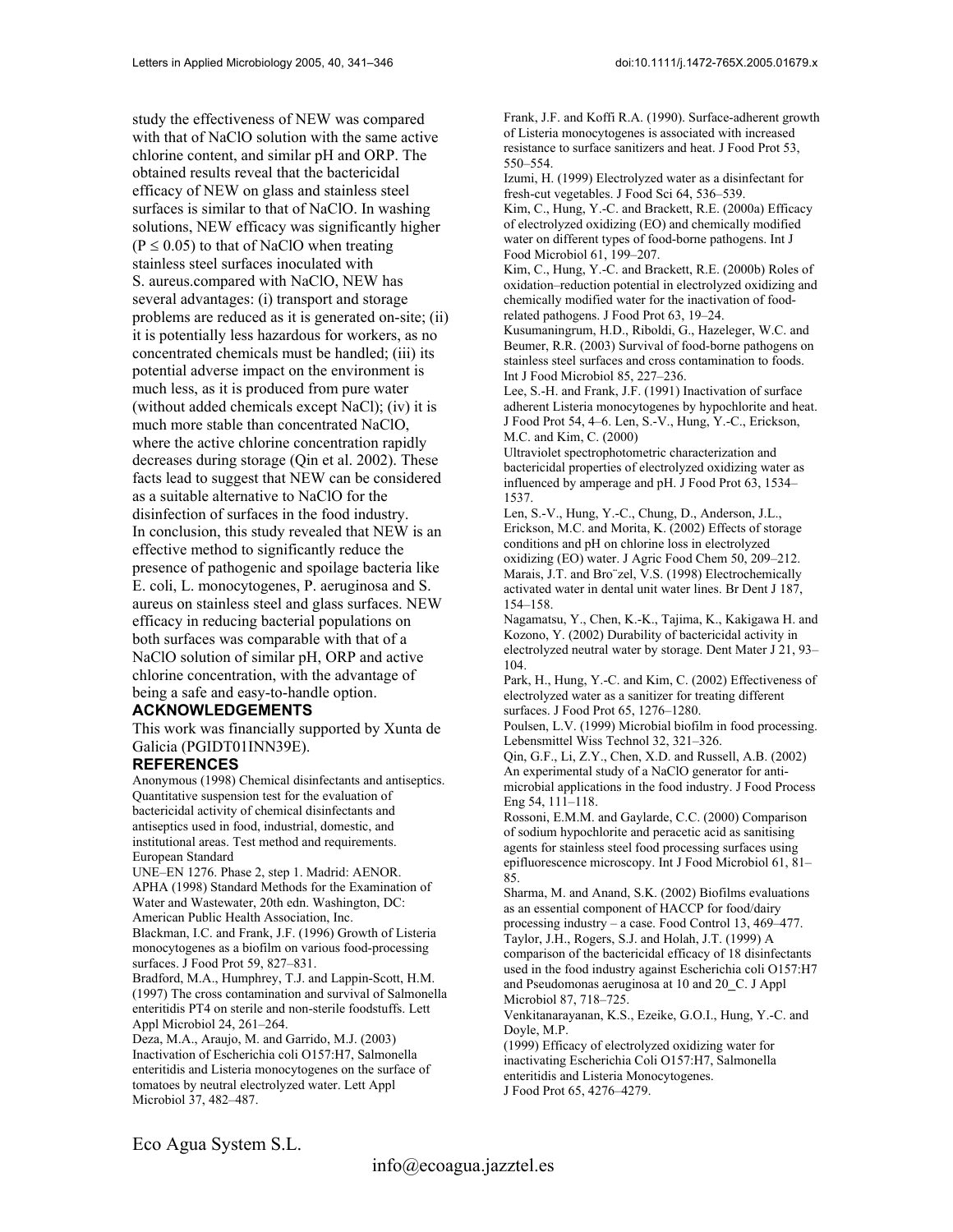study the effectiveness of NEW was compared with that of NaClO solution with the same active chlorine content, and similar pH and ORP. The obtained results reveal that the bactericidal efficacy of NEW on glass and stainless steel surfaces is similar to that of NaClO. In washing solutions, NEW efficacy was significantly higher ($P \leq 0.05$) to that of NaClO when treating stainless steel surfaces inoculated with S. aureus.compared with NaClO, NEW has several advantages: (i) transport and storage problems are reduced as it is generated on-site; (ii) it is potentially less hazardous for workers, as no concentrated chemicals must be handled; (iii) its potential adverse impact on the environment is much less, as it is produced from pure water (without added chemicals except NaCl); (iv) it is much more stable than concentrated NaClO, where the active chlorine concentration rapidly decreases during storage (Qin et al. 2002). These facts lead to suggest that NEW can be considered as a suitable alternative to NaClO for the disinfection of surfaces in the food industry.
In conclusion, this study revealed that NEW is an effective method to significantly reduce the presence of pathogenic and spoilage bacteria like E. coli, L. monocytogenes, P. aeruginosa and S. aureus on stainless steel and glass surfaces. NEW efficacy in reducing bacterial populations on both surfaces was comparable with that of a NaClO solution of similar pH, ORP and active chlorine concentration, with the advantage of being a safe and easy-to-handle option.

## ACKNOWLEDGEMENTS

This work was financially supported by Xunta de Galicia (PGIDT01INN39E).

## REFERENCES

Anonymous (1998) Chemical disinfectants and antiseptics. Quantitative suspension test for the evaluation of bactericidal activity of chemical disinfectants and antiseptics used in food, industrial, domestic, and institutional areas. Test method and requirements. European Standard
UNE–EN 1276. Phase 2, step 1. Madrid: AENOR.
APHA (1998) Standard Methods for the Examination of Water and Wastewater, 20th edn. Washington, DC: American Public Health Association, Inc.
Blackman, I.C. and Frank, J.F. (1996) Growth of Listeria monocytogenes as a biofilm on various food-processing surfaces. J Food Prot 59, 827–831.
Bradford, M.A., Humphrey, T.J. and Lappin-Scott, H.M. (1997) The cross contamination and survival of Salmonella enteritidis PT4 on sterile and non-sterile foodstuffs. Lett Appl Microbiol 24, 261–264.
Deza, M.A., Araujo, M. and Garrido, M.J. (2003) Inactivation of Escherichia coli O157:H7, Salmonella enteritidis and Listeria monocytogenes on the surface of tomatoes by neutral electrolyzed water. Lett Appl Microbiol 37, 482–487.
Frank, J.F. and Koffi R.A. (1990). Surface-adherent growth of Listeria monocytogenes is associated with increased resistance to surface sanitizers and heat. J Food Prot 53, 550–554.
Izumi, H. (1999) Electrolyzed water as a disinfectant for fresh-cut vegetables. J Food Sci 64, 536–539.
Kim, C., Hung, Y.-C. and Brackett, R.E. (2000a) Efficacy of electrolyzed oxidizing (EO) and chemically modified water on different types of food-borne pathogens. Int J Food Microbiol 61, 199–207.
Kim, C., Hung, Y.-C. and Brackett, R.E. (2000b) Roles of oxidation–reduction potential in electrolyzed oxidizing and chemically modified water for the inactivation of food-related pathogens. J Food Prot 63, 19–24.
Kusumaningrum, H.D., Riboldi, G., Hazeleger, W.C. and Beumer, R.R. (2003) Survival of food-borne pathogens on stainless steel surfaces and cross contamination to foods. Int J Food Microbiol 85, 227–236.
Lee, S.-H. and Frank, J.F. (1991) Inactivation of surface adherent Listeria monocytogenes by hypochlorite and heat. J Food Prot 54, 4–6. Len, S.-V., Hung, Y.-C., Erickson, M.C. and Kim, C. (2000)
Ultraviolet spectrophotometric characterization and bactericidal properties of electrolyzed oxidizing water as influenced by amperage and pH. J Food Prot 63, 1534–1537.
Len, S.-V., Hung, Y.-C., Chung, D., Anderson, J.L., Erickson, M.C. and Morita, K. (2002) Effects of storage conditions and pH on chlorine loss in electrolyzed oxidizing (EO) water. J Agric Food Chem 50, 209–212.
Marais, J.T. and Bro¨zel, V.S. (1998) Electrochemically activated water in dental unit water lines. Br Dent J 187, 154–158.
Nagamatsu, Y., Chen, K.-K., Tajima, K., Kakigawa H. and Kozono, Y. (2002) Durability of bactericidal activity in electrolyzed neutral water by storage. Dent Mater J 21, 93–104.
Park, H., Hung, Y.-C. and Kim, C. (2002) Effectiveness of electrolyzed water as a sanitizer for treating different surfaces. J Food Prot 65, 1276–1280.
Poulsen, L.V. (1999) Microbial biofilm in food processing. Lebensmittel Wiss Technol 32, 321–326.
Qin, G.F., Li, Z.Y., Chen, X.D. and Russell, A.B. (2002) An experimental study of a NaClO generator for anti-microbial applications in the food industry. J Food Process Eng 54, 111–118.
Rossoni, E.M.M. and Gaylarde, C.C. (2000) Comparison of sodium hypochlorite and peracetic acid as sanitising agents for stainless steel food processing surfaces using epifluorescence microscopy. Int J Food Microbiol 61, 81–85.
Sharma, M. and Anand, S.K. (2002) Biofilms evaluations as an essential component of HACCP for food/dairy processing industry – a case. Food Control 13, 469–477.
Taylor, J.H., Rogers, S.J. and Holah, J.T. (1999) A comparison of the bactericidal efficacy of 18 disinfectants used in the food industry against Escherichia coli O157:H7 and Pseudomonas aeruginosa at 10 and 20_C. J Appl Microbiol 87, 718–725.
Venkitanarayanan, K.S., Ezeike, G.O.I., Hung, Y.-C. and Doyle, M.P.
(1999) Efficacy of electrolyzed oxidizing water for inactivating Escherichia Coli O157:H7, Salmonella enteritidis and Listeria Monocytogenes.
J Food Prot 65, 4276–4279.

Eco Agua System S.L.

info@ecoagua.jazztel.es